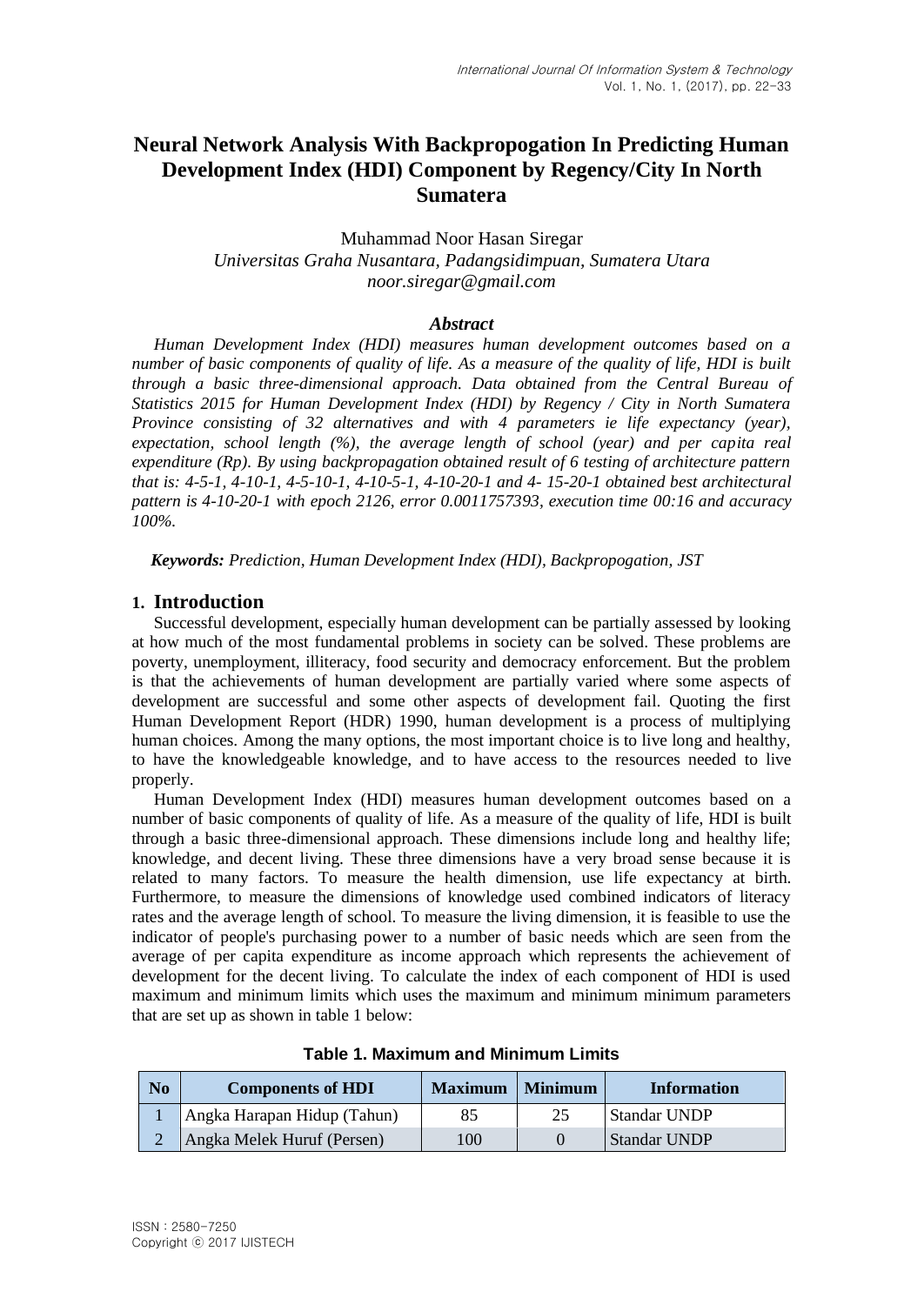# Neural Network Analysis With Backpropogation In Predicting Human Development Index (HDI) Component by Regency/City In North Sumatera

Muhammad Noor Hasan Siregar

*Universitas Graha Nusantara, Padangsidimpuan, Sumatera Utara*

*noor.siregar@gmail.com*

### *Abstract*

*Human Development Index (HDI) measures human development outcomes based on a number of basic components of quality of life. As a measure of the quality of life, HDI is built through a basic three-dimensional approach. Data obtained from the Central Bureau of Statistics 2015 for Human Development Index (HDI) by Regency / City in North Sumatera Province consisting of 32 alternatives and with 4 parameters ie life expectancy (year), expectation, school length (%), the average length of school (year) and per capita real expenditure (Rp). By using backpropagation obtained result of 6 testing of architecture pattern that is: 4-5-1, 4-10-1, 4-5-10-1, 4-10-5-1, 4-10-20-1 and 4- 15-20-1 obtained best architectural pattern is 4-10-20-1 with epoch 2126, error 0.0011757393, execution time 00:16 and accuracy 100%.*

***Keywords:*** *Prediction, Human Development Index (HDI), Backpropogation, JST*

## 1. Introduction

Successful development, especially human development can be partially assessed by looking at how much of the most fundamental problems in society can be solved. These problems are poverty, unemployment, illiteracy, food security and democracy enforcement. But the problem is that the achievements of human development are partially varied where some aspects of development are successful and some other aspects of development fail. Quoting the first Human Development Report (HDR) 1990, human development is a process of multiplying human choices. Among the many options, the most important choice is to live long and healthy, to have the knowledgeable knowledge, and to have access to the resources needed to live properly.

Human Development Index (HDI) measures human development outcomes based on a number of basic components of quality of life. As a measure of the quality of life, HDI is built through a basic three-dimensional approach. These dimensions include long and healthy life; knowledge, and decent living. These three dimensions have a very broad sense because it is related to many factors. To measure the health dimension, use life expectancy at birth. Furthermore, to measure the dimensions of knowledge used combined indicators of literacy rates and the average length of school. To measure the living dimension, it is feasible to use the indicator of people's purchasing power to a number of basic needs which are seen from the average of per capita expenditure as income approach which represents the achievement of development for the decent living. To calculate the index of each component of HDI is used maximum and minimum limits which uses the maximum and minimum minimum parameters that are set up as shown in table 1 below:

**Table 1. Maximum and Minimum Limits**

| No | Components of HDI | Maximum | Minimum | Information |
|---|---|---|---|---|
| 1 | Angka Harapan Hidup (Tahun) | 85 | 25 | Standar UNDP |
| 2 | Angka Melek Huruf (Persen) | 100 | 0 | Standar UNDP |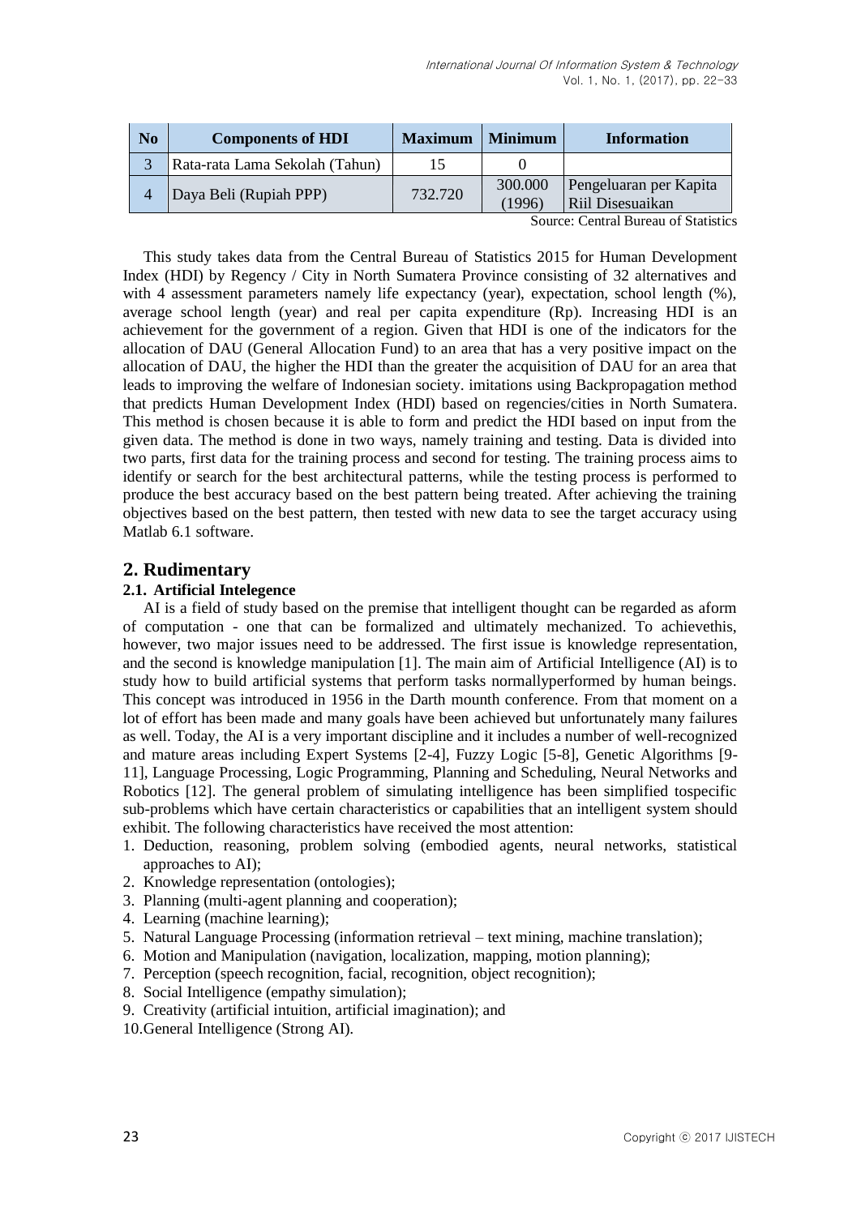| No | Components of HDI | Maximum | Minimum | Information |
|---|---|---|---|---|
| 3 | Rata-rata Lama Sekolah (Tahun) | 15 | 0 | |
| 4 | Daya Beli (Rupiah PPP) | 732.720 | 300.000 (1996) | Pengeluaran per Kapita Riil Disesuaikan |

Source: Central Bureau of Statistics

This study takes data from the Central Bureau of Statistics 2015 for Human Development Index (HDI) by Regency / City in North Sumatera Province consisting of 32 alternatives and with 4 assessment parameters namely life expectancy (year), expectation, school length (%), average school length (year) and real per capita expenditure (Rp). Increasing HDI is an achievement for the government of a region. Given that HDI is one of the indicators for the allocation of DAU (General Allocation Fund) to an area that has a very positive impact on the allocation of DAU, the higher the HDI than the greater the acquisition of DAU for an area that leads to improving the welfare of Indonesian society. imitations using Backpropagation method that predicts Human Development Index (HDI) based on regencies/cities in North Sumatera. This method is chosen because it is able to form and predict the HDI based on input from the given data. The method is done in two ways, namely training and testing. Data is divided into two parts, first data for the training process and second for testing. The training process aims to identify or search for the best architectural patterns, while the testing process is performed to produce the best accuracy based on the best pattern being treated. After achieving the training objectives based on the best pattern, then tested with new data to see the target accuracy using Matlab 6.1 software.

## 2. Rudimentary

### 2.1. Artificial Intelegence

AI is a field of study based on the premise that intelligent thought can be regarded as aform of computation - one that can be formalized and ultimately mechanized. To achievethis, however, two major issues need to be addressed. The first issue is knowledge representation, and the second is knowledge manipulation [1]. The main aim of Artificial Intelligence (AI) is to study how to build artificial systems that perform tasks normallyperformed by human beings. This concept was introduced in 1956 in the Darth mounth conference. From that moment on a lot of effort has been made and many goals have been achieved but unfortunately many failures as well. Today, the AI is a very important discipline and it includes a number of well-recognized and mature areas including Expert Systems [2-4], Fuzzy Logic [5-8], Genetic Algorithms [9-11], Language Processing, Logic Programming, Planning and Scheduling, Neural Networks and Robotics [12]. The general problem of simulating intelligence has been simplified tospecific sub-problems which have certain characteristics or capabilities that an intelligent system should exhibit. The following characteristics have received the most attention:

1. Deduction, reasoning, problem solving (embodied agents, neural networks, statistical approaches to AI);
2. Knowledge representation (ontologies);
3. Planning (multi-agent planning and cooperation);
4. Learning (machine learning);
5. Natural Language Processing (information retrieval – text mining, machine translation);
6. Motion and Manipulation (navigation, localization, mapping, motion planning);
7. Perception (speech recognition, facial, recognition, object recognition);
8. Social Intelligence (empathy simulation);
9. Creativity (artificial intuition, artificial imagination); and
10. General Intelligence (Strong AI).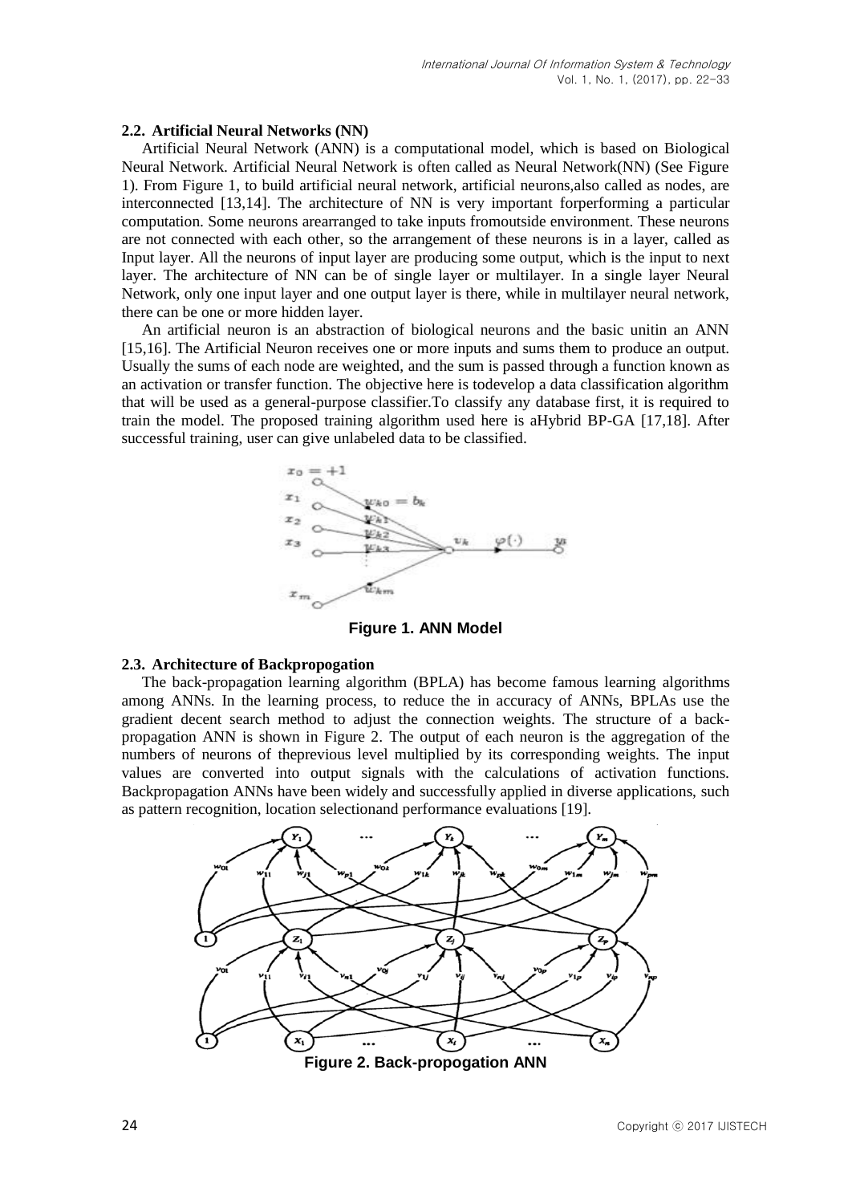### 2.2. Artificial Neural Networks (NN)

Artificial Neural Network (ANN) is a computational model, which is based on Biological Neural Network. Artificial Neural Network is often called as Neural Network(NN) (See Figure 1). From Figure 1, to build artificial neural network, artificial neurons,also called as nodes, are interconnected [13,14]. The architecture of NN is very important forperforming a particular computation. Some neurons arearranged to take inputs fromoutside environment. These neurons are not connected with each other, so the arrangement of these neurons is in a layer, called as Input layer. All the neurons of input layer are producing some output, which is the input to next layer. The architecture of NN can be of single layer or multilayer. In a single layer Neural Network, only one input layer and one output layer is there, while in multilayer neural network, there can be one or more hidden layer.

An artificial neuron is an abstraction of biological neurons and the basic unitin an ANN [15,16]. The Artificial Neuron receives one or more inputs and sums them to produce an output. Usually the sums of each node are weighted, and the sum is passed through a function known as an activation or transfer function. The objective here is todevelop a data classification algorithm that will be used as a general-purpose classifier.To classify any database first, it is required to train the model. The proposed training algorithm used here is aHybrid BP-GA [17,18]. After successful training, user can give unlabeled data to be classified.

**Figure 1. ANN Model**

### 2.3. Architecture of Backpropogation

The back-propagation learning algorithm (BPLA) has become famous learning algorithms among ANNs. In the learning process, to reduce the in accuracy of ANNs, BPLAs use the gradient decent search method to adjust the connection weights. The structure of a back-propagation ANN is shown in Figure 2. The output of each neuron is the aggregation of the numbers of neurons of theprevious level multiplied by its corresponding weights. The input values are converted into output signals with the calculations of activation functions. Backpropagation ANNs have been widely and successfully applied in diverse applications, such as pattern recognition, location selectionand performance evaluations [19].

**Figure 2. Back-propogation ANN**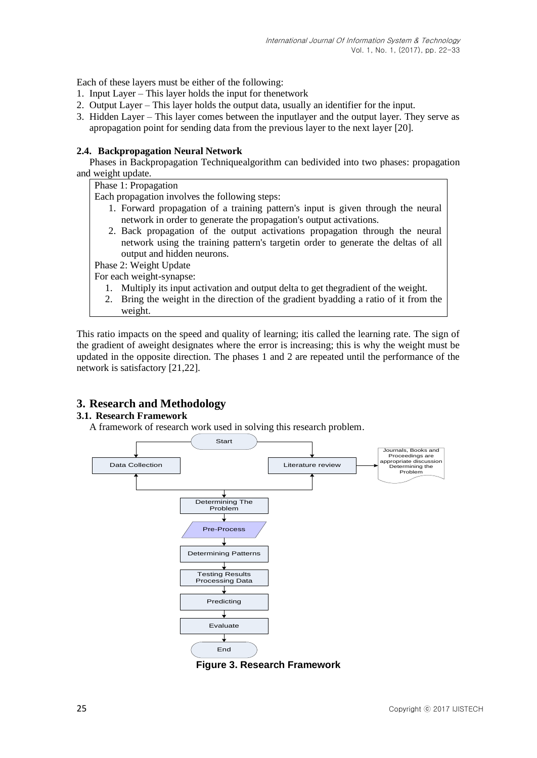Each of these layers must be either of the following:

1. Input Layer – This layer holds the input for thenetwork
2. Output Layer – This layer holds the output data, usually an identifier for the input.
3. Hidden Layer – This layer comes between the inputlayer and the output layer. They serve as apropagation point for sending data from the previous layer to the next layer [20].

### 2.4. Backpropagation Neural Network

Phases in Backpropagation Techniquealgorithm can bedivided into two phases: propagation and weight update.

Phase 1: Propagation

Each propagation involves the following steps:

1. Forward propagation of a training pattern's input is given through the neural network in order to generate the propagation's output activations.
2. Back propagation of the output activations propagation through the neural network using the training pattern's targetin order to generate the deltas of all output and hidden neurons.

Phase 2: Weight Update

For each weight-synapse:

1. Multiply its input activation and output delta to get thegradient of the weight.
2. Bring the weight in the direction of the gradient byadding a ratio of it from the weight.

This ratio impacts on the speed and quality of learning; itis called the learning rate. The sign of the gradient of aweight designates where the error is increasing; this is why the weight must be updated in the opposite direction. The phases 1 and 2 are repeated until the performance of the network is satisfactory [21,22].

## 3. Research and Methodology

### 3.1. Research Framework

A framework of research work used in solving this research problem.

Start → Data Collection / Literature review (→ Journals, Books and Proceedings are appropriate discussion Determining the Problem) → Determining The Problem → Pre-Process → Determining Patterns → Testing Results Processing Data → Predicting → Evaluate → End

**Figure 3. Research Framework**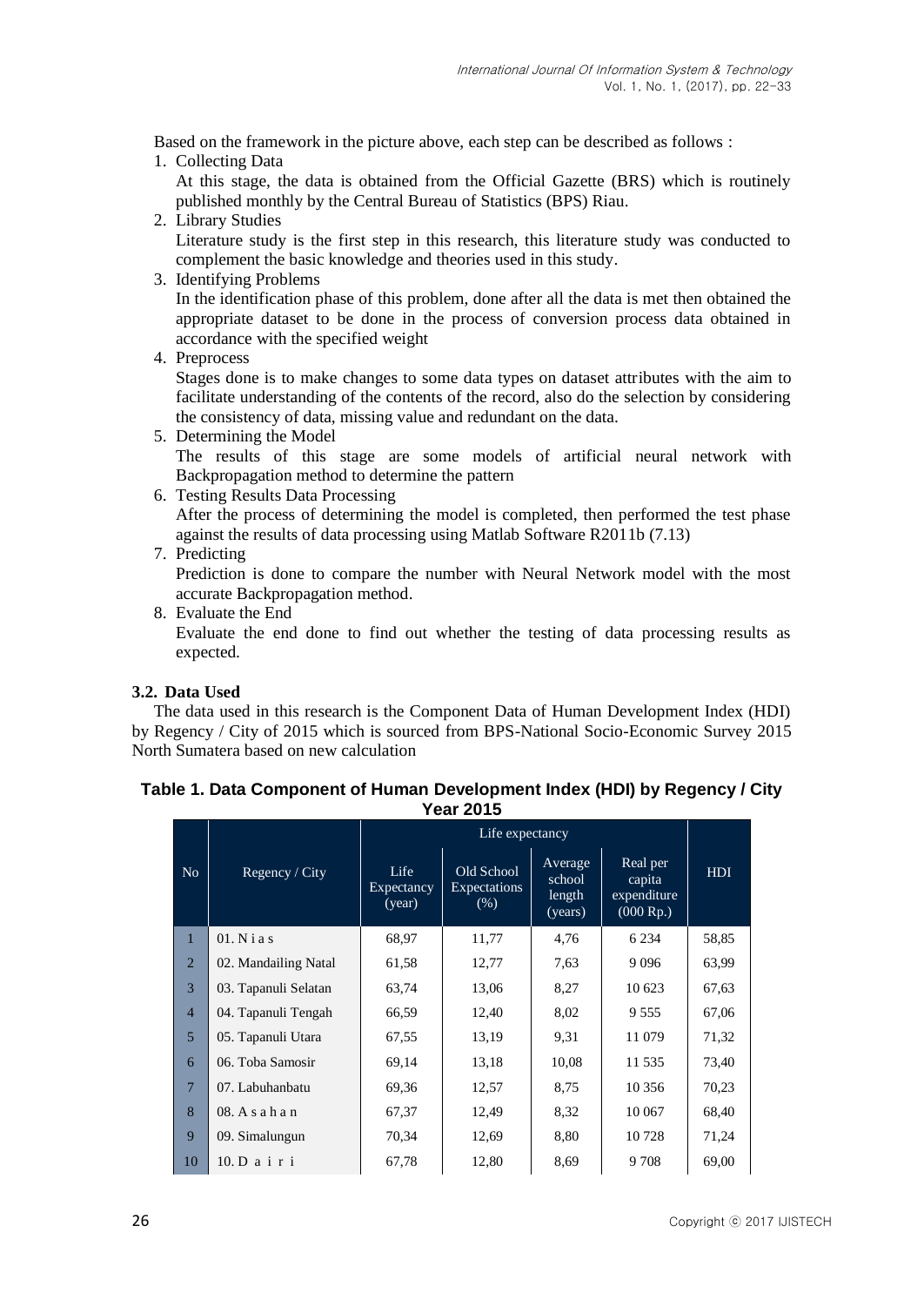Based on the framework in the picture above, each step can be described as follows :

1. Collecting Data

   At this stage, the data is obtained from the Official Gazette (BRS) which is routinely published monthly by the Central Bureau of Statistics (BPS) Riau.

2. Library Studies

   Literature study is the first step in this research, this literature study was conducted to complement the basic knowledge and theories used in this study.

3. Identifying Problems

   In the identification phase of this problem, done after all the data is met then obtained the appropriate dataset to be done in the process of conversion process data obtained in accordance with the specified weight

4. Preprocess

   Stages done is to make changes to some data types on dataset attributes with the aim to facilitate understanding of the contents of the record, also do the selection by considering the consistency of data, missing value and redundant on the data.

5. Determining the Model

   The results of this stage are some models of artificial neural network with Backpropagation method to determine the pattern

6. Testing Results Data Processing

   After the process of determining the model is completed, then performed the test phase against the results of data processing using Matlab Software R2011b (7.13)

7. Predicting

   Prediction is done to compare the number with Neural Network model with the most accurate Backpropagation method.

8. Evaluate the End

   Evaluate the end done to find out whether the testing of data processing results as expected.

### 3.2. Data Used

The data used in this research is the Component Data of Human Development Index (HDI) by Regency / City of 2015 which is sourced from BPS-National Socio-Economic Survey 2015 North Sumatera based on new calculation

**Table 1. Data Component of Human Development Index (HDI) by Regency / City Year 2015**

| No | Regency / City | Life expectancy | | | | HDI |
|---|---|---|---|---|---|---|
| | | Life Expectancy (year) | Old School Expectations (%) | Average school length (years) | Real per capita expenditure (000 Rp.) | |
| 1 | 01. N i a s | 68,97 | 11,77 | 4,76 | 6 234 | 58,85 |
| 2 | 02. Mandailing Natal | 61,58 | 12,77 | 7,63 | 9 096 | 63,99 |
| 3 | 03. Tapanuli Selatan | 63,74 | 13,06 | 8,27 | 10 623 | 67,63 |
| 4 | 04. Tapanuli Tengah | 66,59 | 12,40 | 8,02 | 9 555 | 67,06 |
| 5 | 05. Tapanuli Utara | 67,55 | 13,19 | 9,31 | 11 079 | 71,32 |
| 6 | 06. Toba Samosir | 69,14 | 13,18 | 10,08 | 11 535 | 73,40 |
| 7 | 07. Labuhanbatu | 69,36 | 12,57 | 8,75 | 10 356 | 70,23 |
| 8 | 08. A s a h a n | 67,37 | 12,49 | 8,32 | 10 067 | 68,40 |
| 9 | 09. Simalungun | 70,34 | 12,69 | 8,80 | 10 728 | 71,24 |
| 10 | 10. D a i r i | 67,78 | 12,80 | 8,69 | 9 708 | 69,00 |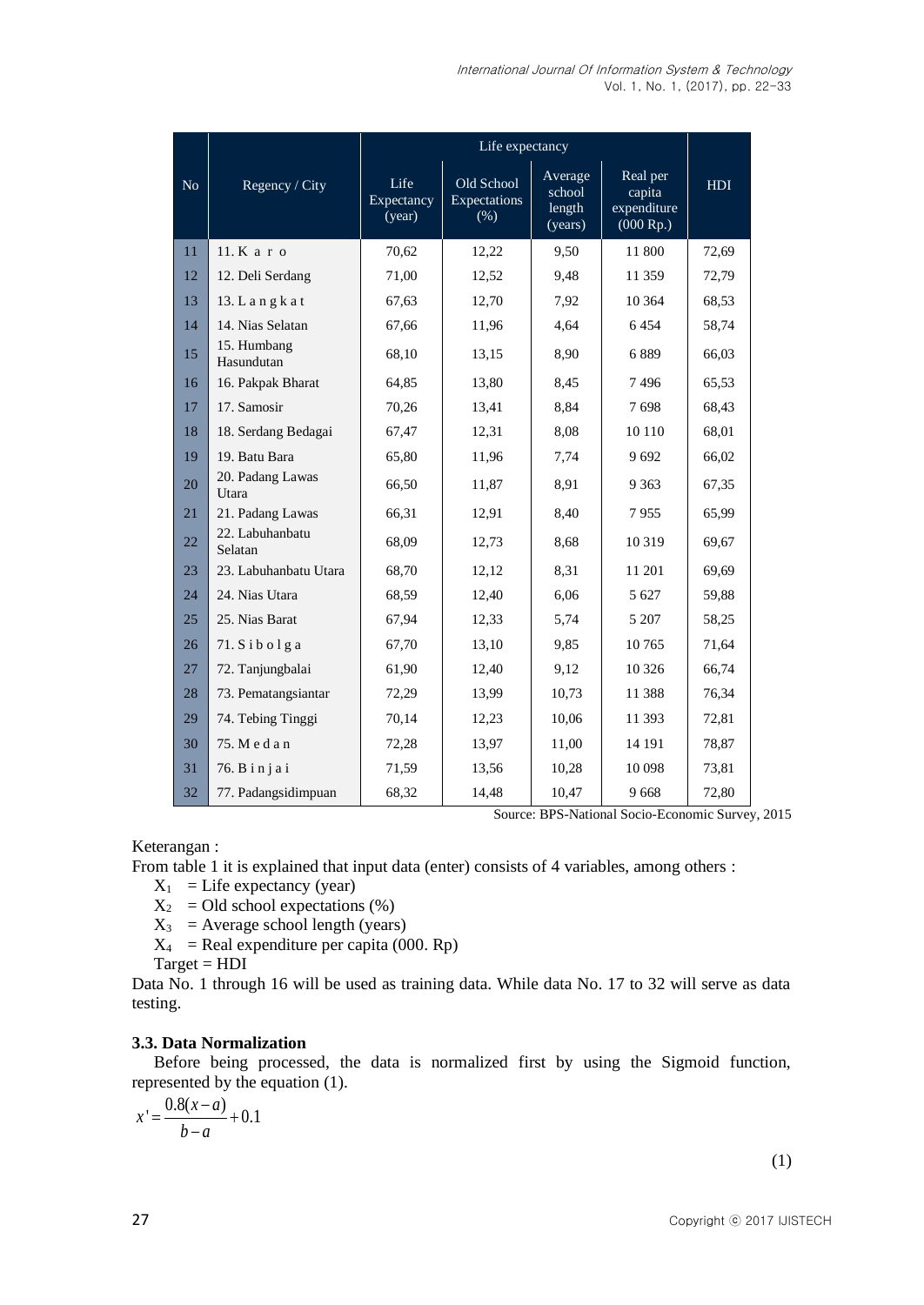| No | Regency / City | Life expectancy | | | | HDI |
|---|---|---|---|---|---|---|
| | | Life Expectancy (year) | Old School Expectations (%) | Average school length (years) | Real per capita expenditure (000 Rp.) | |
| 11 | 11. K a r o | 70,62 | 12,22 | 9,50 | 11 800 | 72,69 |
| 12 | 12. Deli Serdang | 71,00 | 12,52 | 9,48 | 11 359 | 72,79 |
| 13 | 13. L a n g k a t | 67,63 | 12,70 | 7,92 | 10 364 | 68,53 |
| 14 | 14. Nias Selatan | 67,66 | 11,96 | 4,64 | 6 454 | 58,74 |
| 15 | 15. Humbang Hasundutan | 68,10 | 13,15 | 8,90 | 6 889 | 66,03 |
| 16 | 16. Pakpak Bharat | 64,85 | 13,80 | 8,45 | 7 496 | 65,53 |
| 17 | 17. Samosir | 70,26 | 13,41 | 8,84 | 7 698 | 68,43 |
| 18 | 18. Serdang Bedagai | 67,47 | 12,31 | 8,08 | 10 110 | 68,01 |
| 19 | 19. Batu Bara | 65,80 | 11,96 | 7,74 | 9 692 | 66,02 |
| 20 | 20. Padang Lawas Utara | 66,50 | 11,87 | 8,91 | 9 363 | 67,35 |
| 21 | 21. Padang Lawas | 66,31 | 12,91 | 8,40 | 7 955 | 65,99 |
| 22 | 22. Labuhanbatu Selatan | 68,09 | 12,73 | 8,68 | 10 319 | 69,67 |
| 23 | 23. Labuhanbatu Utara | 68,70 | 12,12 | 8,31 | 11 201 | 69,69 |
| 24 | 24. Nias Utara | 68,59 | 12,40 | 6,06 | 5 627 | 59,88 |
| 25 | 25. Nias Barat | 67,94 | 12,33 | 5,74 | 5 207 | 58,25 |
| 26 | 71. S i b o l g a | 67,70 | 13,10 | 9,85 | 10 765 | 71,64 |
| 27 | 72. Tanjungbalai | 61,90 | 12,40 | 9,12 | 10 326 | 66,74 |
| 28 | 73. Pematangsiantar | 72,29 | 13,99 | 10,73 | 11 388 | 76,34 |
| 29 | 74. Tebing Tinggi | 70,14 | 12,23 | 10,06 | 11 393 | 72,81 |
| 30 | 75. M e d a n | 72,28 | 13,97 | 11,00 | 14 191 | 78,87 |
| 31 | 76. B i n j a i | 71,59 | 13,56 | 10,28 | 10 098 | 73,81 |
| 32 | 77. Padangsidimpuan | 68,32 | 14,48 | 10,47 | 9 668 | 72,80 |

Source: BPS-National Socio-Economic Survey, 2015

Keterangan :

From table 1 it is explained that input data (enter) consists of 4 variables, among others :

$X_1$ = Life expectancy (year)

$X_2$ = Old school expectations (%)

$X_3$ = Average school length (years)

$X_4$ = Real expenditure per capita (000. Rp)

Target = HDI

Data No. 1 through 16 will be used as training data. While data No. 17 to 32 will serve as data testing.

### 3.3. Data Normalization

Before being processed, the data is normalized first by using the Sigmoid function, represented by the equation (1).

$$x' = \frac{0.8(x-a)}{b-a} + 0.1 \quad (1)$$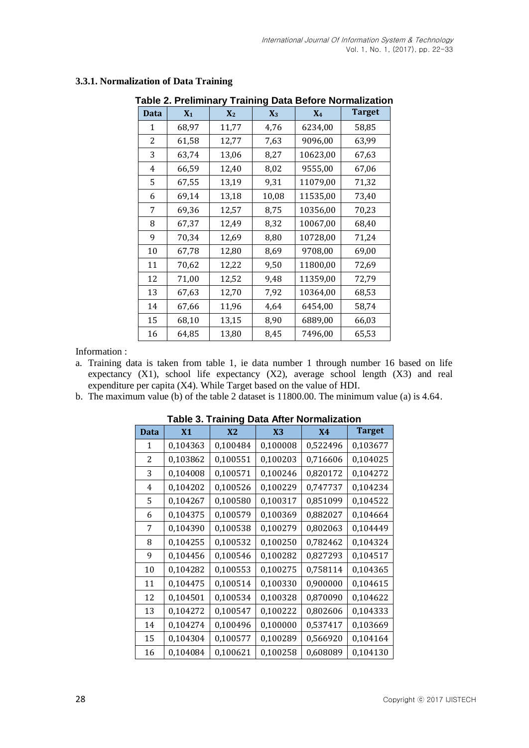### 3.3.1. Normalization of Data Training

**Table 2. Preliminary Training Data Before Normalization**

| Data | $X_1$ | $X_2$ | $X_3$ | $X_4$ | Target |
|---|---|---|---|---|---|
| 1 | 68,97 | 11,77 | 4,76 | 6234,00 | 58,85 |
| 2 | 61,58 | 12,77 | 7,63 | 9096,00 | 63,99 |
| 3 | 63,74 | 13,06 | 8,27 | 10623,00 | 67,63 |
| 4 | 66,59 | 12,40 | 8,02 | 9555,00 | 67,06 |
| 5 | 67,55 | 13,19 | 9,31 | 11079,00 | 71,32 |
| 6 | 69,14 | 13,18 | 10,08 | 11535,00 | 73,40 |
| 7 | 69,36 | 12,57 | 8,75 | 10356,00 | 70,23 |
| 8 | 67,37 | 12,49 | 8,32 | 10067,00 | 68,40 |
| 9 | 70,34 | 12,69 | 8,80 | 10728,00 | 71,24 |
| 10 | 67,78 | 12,80 | 8,69 | 9708,00 | 69,00 |
| 11 | 70,62 | 12,22 | 9,50 | 11800,00 | 72,69 |
| 12 | 71,00 | 12,52 | 9,48 | 11359,00 | 72,79 |
| 13 | 67,63 | 12,70 | 7,92 | 10364,00 | 68,53 |
| 14 | 67,66 | 11,96 | 4,64 | 6454,00 | 58,74 |
| 15 | 68,10 | 13,15 | 8,90 | 6889,00 | 66,03 |
| 16 | 64,85 | 13,80 | 8,45 | 7496,00 | 65,53 |

Information :

a. Training data is taken from table 1, ie data number 1 through number 16 based on life expectancy (X1), school life expectancy (X2), average school length (X3) and real expenditure per capita (X4). While Target based on the value of HDI.
b. The maximum value (b) of the table 2 dataset is 11800.00. The minimum value (a) is 4.64.

**Table 3. Training Data After Normalization**

| Data | X1 | X2 | X3 | X4 | Target |
|---|---|---|---|---|---|
| 1 | 0,104363 | 0,100484 | 0,100008 | 0,522496 | 0,103677 |
| 2 | 0,103862 | 0,100551 | 0,100203 | 0,716606 | 0,104025 |
| 3 | 0,104008 | 0,100571 | 0,100246 | 0,820172 | 0,104272 |
| 4 | 0,104202 | 0,100526 | 0,100229 | 0,747737 | 0,104234 |
| 5 | 0,104267 | 0,100580 | 0,100317 | 0,851099 | 0,104522 |
| 6 | 0,104375 | 0,100579 | 0,100369 | 0,882027 | 0,104664 |
| 7 | 0,104390 | 0,100538 | 0,100279 | 0,802063 | 0,104449 |
| 8 | 0,104255 | 0,100532 | 0,100250 | 0,782462 | 0,104324 |
| 9 | 0,104456 | 0,100546 | 0,100282 | 0,827293 | 0,104517 |
| 10 | 0,104282 | 0,100553 | 0,100275 | 0,758114 | 0,104365 |
| 11 | 0,104475 | 0,100514 | 0,100330 | 0,900000 | 0,104615 |
| 12 | 0,104501 | 0,100534 | 0,100328 | 0,870090 | 0,104622 |
| 13 | 0,104272 | 0,100547 | 0,100222 | 0,802606 | 0,104333 |
| 14 | 0,104274 | 0,100496 | 0,100000 | 0,537417 | 0,103669 |
| 15 | 0,104304 | 0,100577 | 0,100289 | 0,566920 | 0,104164 |
| 16 | 0,104084 | 0,100621 | 0,100258 | 0,608089 | 0,104130 |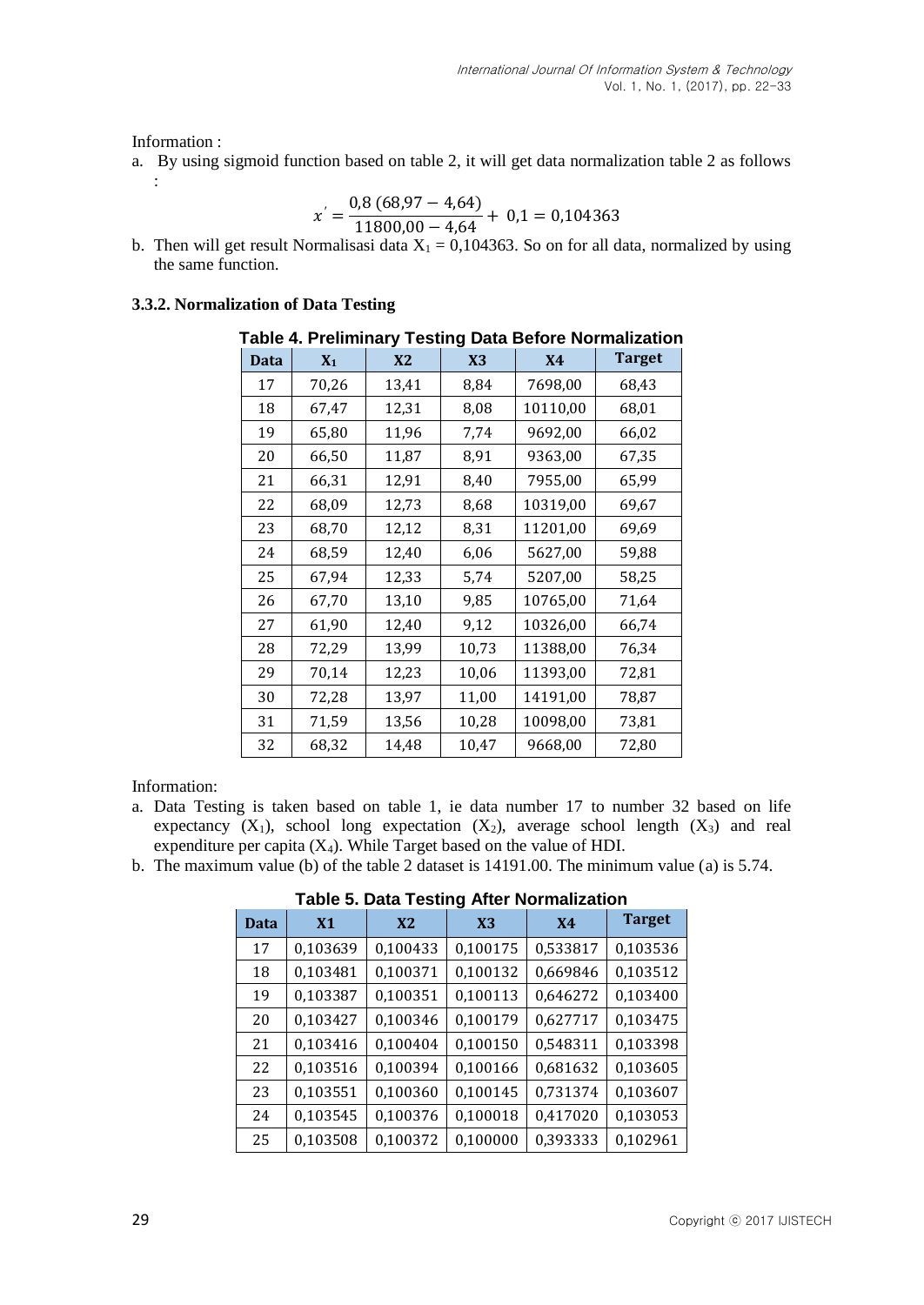Information :

a. By using sigmoid function based on table 2, it will get data normalization table 2 as follows :

$$x' = \frac{0,8\,(68,97 - 4,64)}{11800,00 - 4,64} + 0,1 = 0,104363$$

b. Then will get result Normalisasi data $X_1$ = 0,104363. So on for all data, normalized by using the same function.

### 3.3.2. Normalization of Data Testing

**Table 4. Preliminary Testing Data Before Normalization**

| Data | $X_1$ | X2 | X3 | X4 | Target |
|---|---|---|---|---|---|
| 17 | 70,26 | 13,41 | 8,84 | 7698,00 | 68,43 |
| 18 | 67,47 | 12,31 | 8,08 | 10110,00 | 68,01 |
| 19 | 65,80 | 11,96 | 7,74 | 9692,00 | 66,02 |
| 20 | 66,50 | 11,87 | 8,91 | 9363,00 | 67,35 |
| 21 | 66,31 | 12,91 | 8,40 | 7955,00 | 65,99 |
| 22 | 68,09 | 12,73 | 8,68 | 10319,00 | 69,67 |
| 23 | 68,70 | 12,12 | 8,31 | 11201,00 | 69,69 |
| 24 | 68,59 | 12,40 | 6,06 | 5627,00 | 59,88 |
| 25 | 67,94 | 12,33 | 5,74 | 5207,00 | 58,25 |
| 26 | 67,70 | 13,10 | 9,85 | 10765,00 | 71,64 |
| 27 | 61,90 | 12,40 | 9,12 | 10326,00 | 66,74 |
| 28 | 72,29 | 13,99 | 10,73 | 11388,00 | 76,34 |
| 29 | 70,14 | 12,23 | 10,06 | 11393,00 | 72,81 |
| 30 | 72,28 | 13,97 | 11,00 | 14191,00 | 78,87 |
| 31 | 71,59 | 13,56 | 10,28 | 10098,00 | 73,81 |
| 32 | 68,32 | 14,48 | 10,47 | 9668,00 | 72,80 |

Information:

a. Data Testing is taken based on table 1, ie data number 17 to number 32 based on life expectancy ($X_1$), school long expectation ($X_2$), average school length ($X_3$) and real expenditure per capita ($X_4$). While Target based on the value of HDI.

b. The maximum value (b) of the table 2 dataset is 14191.00. The minimum value (a) is 5.74.

**Table 5. Data Testing After Normalization**

| Data | X1 | X2 | X3 | X4 | Target |
|---|---|---|---|---|---|
| 17 | 0,103639 | 0,100433 | 0,100175 | 0,533817 | 0,103536 |
| 18 | 0,103481 | 0,100371 | 0,100132 | 0,669846 | 0,103512 |
| 19 | 0,103387 | 0,100351 | 0,100113 | 0,646272 | 0,103400 |
| 20 | 0,103427 | 0,100346 | 0,100179 | 0,627717 | 0,103475 |
| 21 | 0,103416 | 0,100404 | 0,100150 | 0,548311 | 0,103398 |
| 22 | 0,103516 | 0,100394 | 0,100166 | 0,681632 | 0,103605 |
| 23 | 0,103551 | 0,100360 | 0,100145 | 0,731374 | 0,103607 |
| 24 | 0,103545 | 0,100376 | 0,100018 | 0,417020 | 0,103053 |
| 25 | 0,103508 | 0,100372 | 0,100000 | 0,393333 | 0,102961 |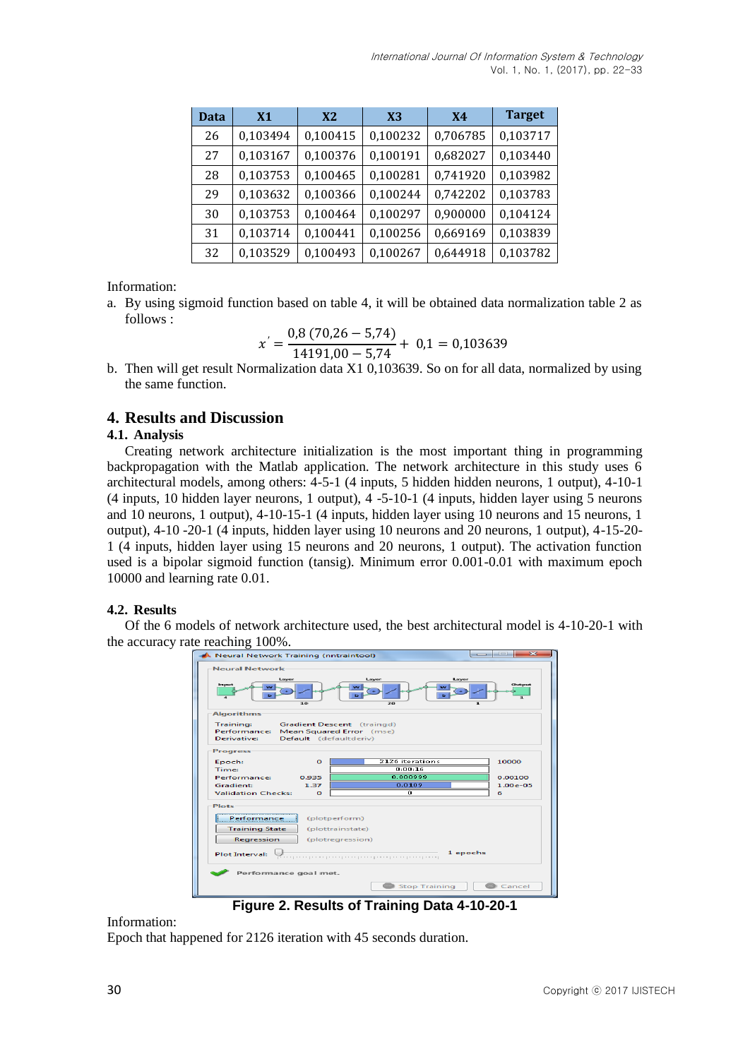| Data | X1 | X2 | X3 | X4 | Target |
|---|---|---|---|---|---|
| 26 | 0,103494 | 0,100415 | 0,100232 | 0,706785 | 0,103717 |
| 27 | 0,103167 | 0,100376 | 0,100191 | 0,682027 | 0,103440 |
| 28 | 0,103753 | 0,100465 | 0,100281 | 0,741920 | 0,103982 |
| 29 | 0,103632 | 0,100366 | 0,100244 | 0,742202 | 0,103783 |
| 30 | 0,103753 | 0,100464 | 0,100297 | 0,900000 | 0,104124 |
| 31 | 0,103714 | 0,100441 | 0,100256 | 0,669169 | 0,103839 |
| 32 | 0,103529 | 0,100493 | 0,100267 | 0,644918 | 0,103782 |

Information:

a. By using sigmoid function based on table 4, it will be obtained data normalization table 2 as follows :

$$x' = \frac{0{,}8\ (70{,}26 - 5{,}74)}{14191{,}00 - 5{,}74} + 0{,}1 = 0{,}103639$$

b. Then will get result Normalization data X1 0,103639. So on for all data, normalized by using the same function.

## 4. Results and Discussion

### 4.1. Analysis

Creating network architecture initialization is the most important thing in programming backpropagation with the Matlab application. The network architecture in this study uses 6 architectural models, among others: 4-5-1 (4 inputs, 5 hidden hidden neurons, 1 output), 4-10-1 (4 inputs, 10 hidden layer neurons, 1 output), 4 -5-10-1 (4 inputs, hidden layer using 5 neurons and 10 neurons, 1 output), 4-10-15-1 (4 inputs, hidden layer using 10 neurons and 15 neurons, 1 output), 4-10 -20-1 (4 inputs, hidden layer using 10 neurons and 20 neurons, 1 output), 4-15-20-1 (4 inputs, hidden layer using 15 neurons and 20 neurons, 1 output). The activation function used is a bipolar sigmoid function (tansig). Minimum error 0.001-0.01 with maximum epoch 10000 and learning rate 0.01.

### 4.2. Results

Of the 6 models of network architecture used, the best architectural model is 4-10-20-1 with the accuracy rate reaching 100%.

Neural Network Training (nntraintool)

Neural Network

Input 4 Layer 10 Layer 20 Layer 1 Output 1

Algorithms

Training: Gradient Descent (traingd)

Performance: Mean Squared Error (mse)

Derivative: Default (defaultderiv)

Progress

Epoch: 0 2126 iterations 10000

Time: 0:00:16

Performance: 0.935 0.000999 0.00100

Gradient: 1.37 0.0109 1.00e-05

Validation Checks: 0 0 6

Plots

Performance (plotperform)

Training State (plottrainstate)

Regression (plotregression)

Plot Interval: 1 epochs

Performance goal met.

Stop Training Cancel

**Figure 2. Results of Training Data 4-10-20-1**

Information:

Epoch that happened for 2126 iteration with 45 seconds duration.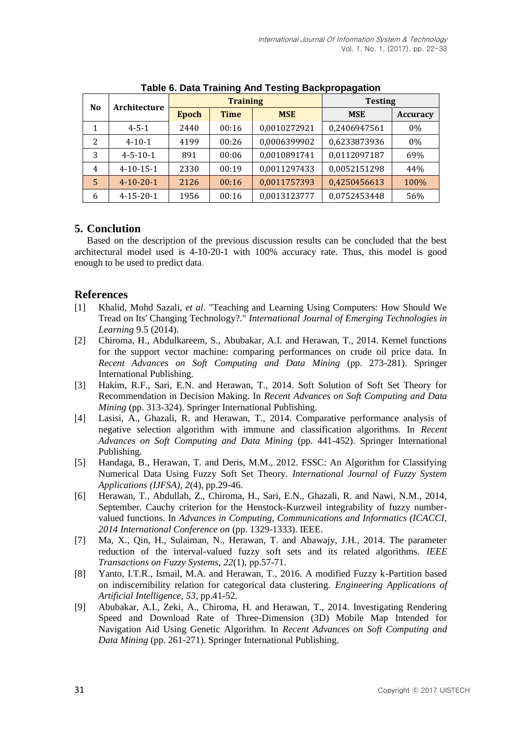**Table 6. Data Training And Testing Backpropagation**

| No | Architecture | Training | | | Testing | |
|---|---|---|---|---|---|---|
| | | Epoch | Time | MSE | MSE | Accuracy |
| 1 | 4-5-1 | 2440 | 00:16 | 0,0010272921 | 0,2406947561 | 0% |
| 2 | 4-10-1 | 4199 | 00:26 | 0,0006399902 | 0,6233873936 | 0% |
| 3 | 4-5-10-1 | 891 | 00:06 | 0,0010891741 | 0,0112097187 | 69% |
| 4 | 4-10-15-1 | 2330 | 00:19 | 0,0011297433 | 0,0052151298 | 44% |
| 5 | 4-10-20-1 | 2126 | 00:16 | 0,0011757393 | 0,4250456613 | 100% |
| 6 | 4-15-20-1 | 1956 | 00:16 | 0,0013123777 | 0,0752453448 | 56% |

## 5. Conclution

Based on the description of the previous discussion results can be concluded that the best architectural model used is 4-10-20-1 with 100% accuracy rate. Thus, this model is good enough to be used to predict data.

## References

[1] Khalid, Mohd Sazali, *et al*. "Teaching and Learning Using Computers: How Should We Tread on Its' Changing Technology?." *International Journal of Emerging Technologies in Learning* 9.5 (2014).

[2] Chiroma, H., Abdulkareem, S., Abubakar, A.I. and Herawan, T., 2014. Kernel functions for the support vector machine: comparing performances on crude oil price data. In *Recent Advances on Soft Computing and Data Mining* (pp. 273-281). Springer International Publishing.

[3] Hakim, R.F., Sari, E.N. and Herawan, T., 2014. Soft Solution of Soft Set Theory for Recommendation in Decision Making. In *Recent Advances on Soft Computing and Data Mining* (pp. 313-324). Springer International Publishing.

[4] Lasisi, A., Ghazali, R. and Herawan, T., 2014. Comparative performance analysis of negative selection algorithm with immune and classification algorithms. In *Recent Advances on Soft Computing and Data Mining* (pp. 441-452). Springer International Publishing.

[5] Handaga, B., Herawan, T. and Deris, M.M., 2012. FSSC: An Algorithm for Classifying Numerical Data Using Fuzzy Soft Set Theory. *International Journal of Fuzzy System Applications (IJFSA)*, *2*(4), pp.29-46.

[6] Herawan, T., Abdullah, Z., Chiroma, H., Sari, E.N., Ghazali, R. and Nawi, N.M., 2014, September. Cauchy criterion for the Henstock-Kurzweil integrability of fuzzy number-valued functions. In *Advances in Computing, Communications and Informatics (ICACCI, 2014 International Conference on* (pp. 1329-1333). IEEE.

[7] Ma, X., Qin, H., Sulaiman, N., Herawan, T. and Abawajy, J.H., 2014. The parameter reduction of the interval-valued fuzzy soft sets and its related algorithms. *IEEE Transactions on Fuzzy Systems*, *22*(1), pp.57-71.

[8] Yanto, I.T.R., Ismail, M.A. and Herawan, T., 2016. A modified Fuzzy k-Partition based on indiscernibility relation for categorical data clustering. *Engineering Applications of Artificial Intelligence*, *53*, pp.41-52.

[9] Abubakar, A.I., Zeki, A., Chiroma, H. and Herawan, T., 2014. Investigating Rendering Speed and Download Rate of Three-Dimension (3D) Mobile Map Intended for Navigation Aid Using Genetic Algorithm. In *Recent Advances on Soft Computing and Data Mining* (pp. 261-271). Springer International Publishing.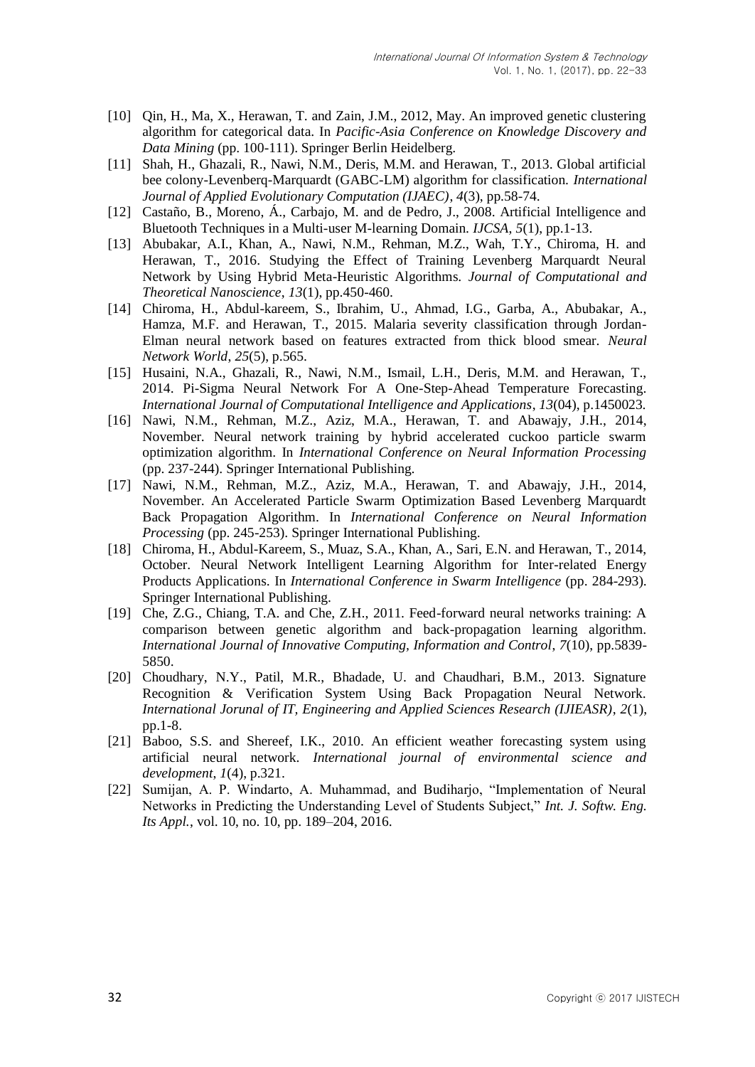[10] Qin, H., Ma, X., Herawan, T. and Zain, J.M., 2012, May. An improved genetic clustering algorithm for categorical data. In *Pacific-Asia Conference on Knowledge Discovery and Data Mining* (pp. 100-111). Springer Berlin Heidelberg.

[11] Shah, H., Ghazali, R., Nawi, N.M., Deris, M.M. and Herawan, T., 2013. Global artificial bee colony-Levenberq-Marquardt (GABC-LM) algorithm for classification. *International Journal of Applied Evolutionary Computation (IJAEC)*, *4*(3), pp.58-74.

[12] Castaño, B., Moreno, Á., Carbajo, M. and de Pedro, J., 2008. Artificial Intelligence and Bluetooth Techniques in a Multi-user M-learning Domain. *IJCSA*, *5*(1), pp.1-13.

[13] Abubakar, A.I., Khan, A., Nawi, N.M., Rehman, M.Z., Wah, T.Y., Chiroma, H. and Herawan, T., 2016. Studying the Effect of Training Levenberg Marquardt Neural Network by Using Hybrid Meta-Heuristic Algorithms. *Journal of Computational and Theoretical Nanoscience*, *13*(1), pp.450-460.

[14] Chiroma, H., Abdul-kareem, S., Ibrahim, U., Ahmad, I.G., Garba, A., Abubakar, A., Hamza, M.F. and Herawan, T., 2015. Malaria severity classification through Jordan-Elman neural network based on features extracted from thick blood smear. *Neural Network World*, *25*(5), p.565.

[15] Husaini, N.A., Ghazali, R., Nawi, N.M., Ismail, L.H., Deris, M.M. and Herawan, T., 2014. Pi-Sigma Neural Network For A One-Step-Ahead Temperature Forecasting. *International Journal of Computational Intelligence and Applications*, *13*(04), p.1450023.

[16] Nawi, N.M., Rehman, M.Z., Aziz, M.A., Herawan, T. and Abawajy, J.H., 2014, November. Neural network training by hybrid accelerated cuckoo particle swarm optimization algorithm. In *International Conference on Neural Information Processing* (pp. 237-244). Springer International Publishing.

[17] Nawi, N.M., Rehman, M.Z., Aziz, M.A., Herawan, T. and Abawajy, J.H., 2014, November. An Accelerated Particle Swarm Optimization Based Levenberg Marquardt Back Propagation Algorithm. In *International Conference on Neural Information Processing* (pp. 245-253). Springer International Publishing.

[18] Chiroma, H., Abdul-Kareem, S., Muaz, S.A., Khan, A., Sari, E.N. and Herawan, T., 2014, October. Neural Network Intelligent Learning Algorithm for Inter-related Energy Products Applications. In *International Conference in Swarm Intelligence* (pp. 284-293). Springer International Publishing.

[19] Che, Z.G., Chiang, T.A. and Che, Z.H., 2011. Feed-forward neural networks training: A comparison between genetic algorithm and back-propagation learning algorithm. *International Journal of Innovative Computing, Information and Control*, *7*(10), pp.5839-5850.

[20] Choudhary, N.Y., Patil, M.R., Bhadade, U. and Chaudhari, B.M., 2013. Signature Recognition & Verification System Using Back Propagation Neural Network. *International Jorunal of IT, Engineering and Applied Sciences Research (IJIEASR)*, *2*(1), pp.1-8.

[21] Baboo, S.S. and Shereef, I.K., 2010. An efficient weather forecasting system using artificial neural network. *International journal of environmental science and development*, *1*(4), p.321.

[22] Sumijan, A. P. Windarto, A. Muhammad, and Budiharjo, "Implementation of Neural Networks in Predicting the Understanding Level of Students Subject," *Int. J. Softw. Eng. Its Appl.*, vol. 10, no. 10, pp. 189–204, 2016.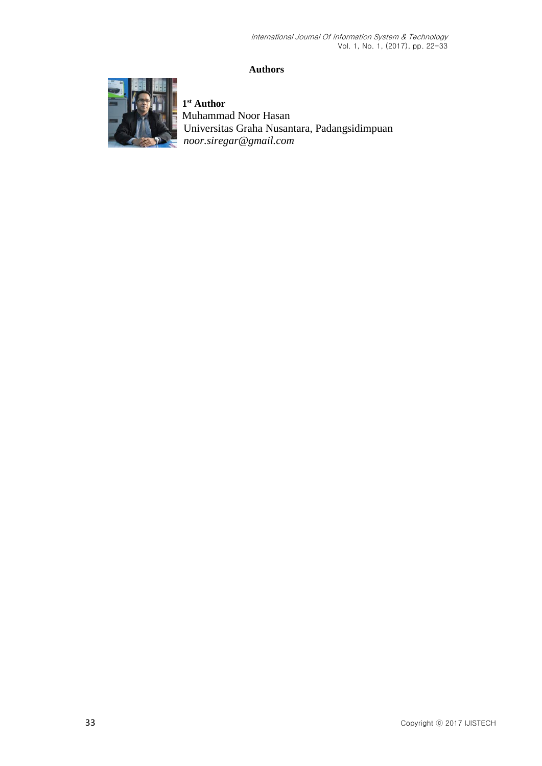**Authors**

**1st Author**
Muhammad Noor Hasan
Universitas Graha Nusantara, Padangsidimpuan
*noor.siregar@gmail.com*